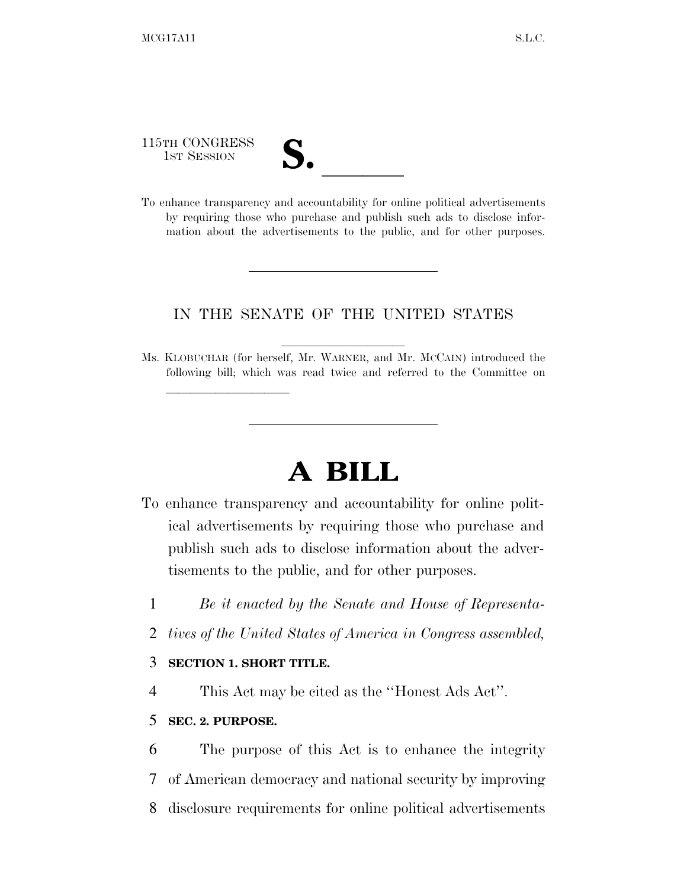115TH CONGRESS
1ST SESSION

# S. \_\_\_\_\_\_

To enhance transparency and accountability for online political advertisements by requiring those who purchase and publish such ads to disclose information about the advertisements to the public, and for other purposes.

---

IN THE SENATE OF THE UNITED STATES

Ms. KLOBUCHAR (for herself, Mr. WARNER, and Mr. MCCAIN) introduced the following bill; which was read twice and referred to the Committee on \_\_\_\_\_\_\_\_\_\_\_\_\_\_\_\_

---

# A BILL

To enhance transparency and accountability for online political advertisements by requiring those who purchase and publish such ads to disclose information about the advertisements to the public, and for other purposes.

1 *Be it enacted by the Senate and House of Representa-*
2 *tives of the United States of America in Congress assembled,*

3 **SECTION 1. SHORT TITLE.**

4 This Act may be cited as the ''Honest Ads Act''.

5 **SEC. 2. PURPOSE.**

6 The purpose of this Act is to enhance the integrity
7 of American democracy and national security by improving
8 disclosure requirements for online political advertisements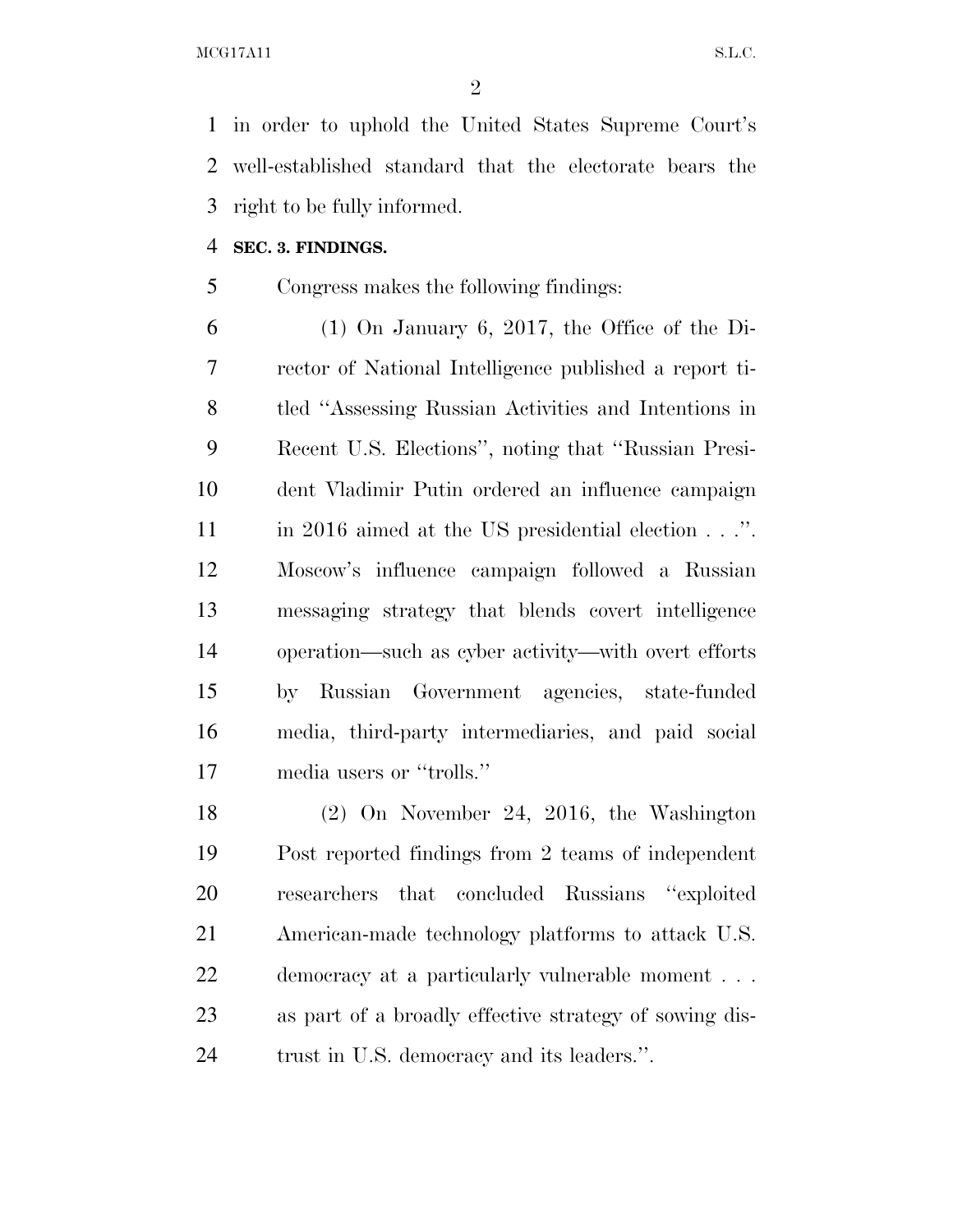in order to uphold the United States Supreme Court's well-established standard that the electorate bears the right to be fully informed.

**SEC. 3. FINDINGS.**

Congress makes the following findings:

(1) On January 6, 2017, the Office of the Director of National Intelligence published a report titled ''Assessing Russian Activities and Intentions in Recent U.S. Elections'', noting that ''Russian President Vladimir Putin ordered an influence campaign in 2016 aimed at the US presidential election . . .''. Moscow's influence campaign followed a Russian messaging strategy that blends covert intelligence operation—such as cyber activity—with overt efforts by Russian Government agencies, state-funded media, third-party intermediaries, and paid social media users or ''trolls.''

(2) On November 24, 2016, the Washington Post reported findings from 2 teams of independent researchers that concluded Russians ''exploited American-made technology platforms to attack U.S. democracy at a particularly vulnerable moment . . . as part of a broadly effective strategy of sowing distrust in U.S. democracy and its leaders.''.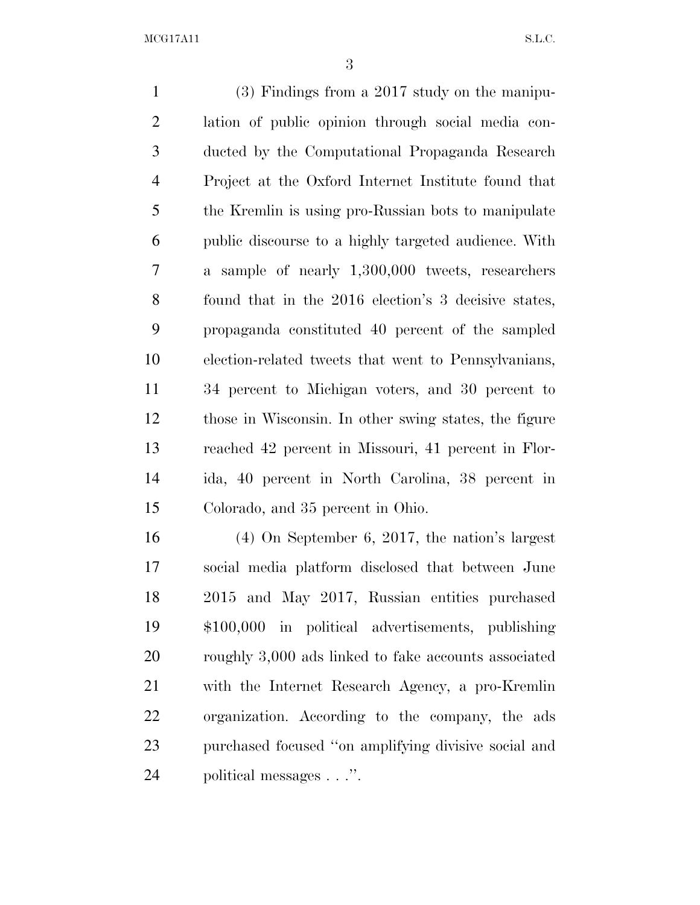(3) Findings from a 2017 study on the manipulation of public opinion through social media conducted by the Computational Propaganda Research Project at the Oxford Internet Institute found that the Kremlin is using pro-Russian bots to manipulate public discourse to a highly targeted audience. With a sample of nearly 1,300,000 tweets, researchers found that in the 2016 election's 3 decisive states, propaganda constituted 40 percent of the sampled election-related tweets that went to Pennsylvanians, 34 percent to Michigan voters, and 30 percent to those in Wisconsin. In other swing states, the figure reached 42 percent in Missouri, 41 percent in Florida, 40 percent in North Carolina, 38 percent in Colorado, and 35 percent in Ohio.

(4) On September 6, 2017, the nation's largest social media platform disclosed that between June 2015 and May 2017, Russian entities purchased $100,000 in political advertisements, publishing roughly 3,000 ads linked to fake accounts associated with the Internet Research Agency, a pro-Kremlin organization. According to the company, the ads purchased focused "on amplifying divisive social and political messages . . .".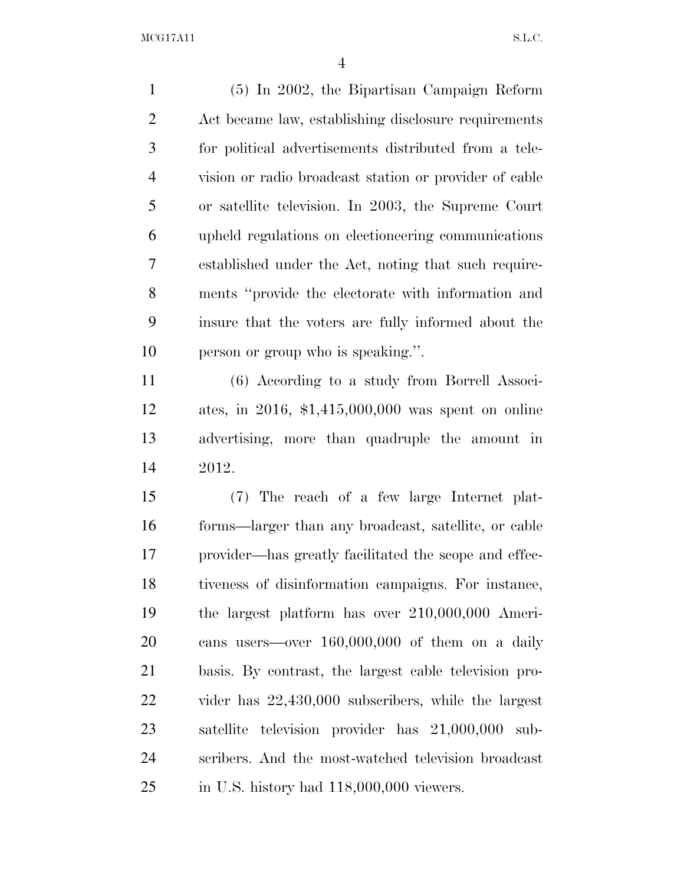(5) In 2002, the Bipartisan Campaign Reform Act became law, establishing disclosure requirements for political advertisements distributed from a television or radio broadcast station or provider of cable or satellite television. In 2003, the Supreme Court upheld regulations on electioneering communications established under the Act, noting that such requirements "provide the electorate with information and insure that the voters are fully informed about the person or group who is speaking.".

(6) According to a study from Borrell Associates, in 2016, $1,415,000,000 was spent on online advertising, more than quadruple the amount in 2012.

(7) The reach of a few large Internet platforms—larger than any broadcast, satellite, or cable provider—has greatly facilitated the scope and effectiveness of disinformation campaigns. For instance, the largest platform has over 210,000,000 Americans users—over 160,000,000 of them on a daily basis. By contrast, the largest cable television provider has 22,430,000 subscribers, while the largest satellite television provider has 21,000,000 subscribers. And the most-watched television broadcast in U.S. history had 118,000,000 viewers.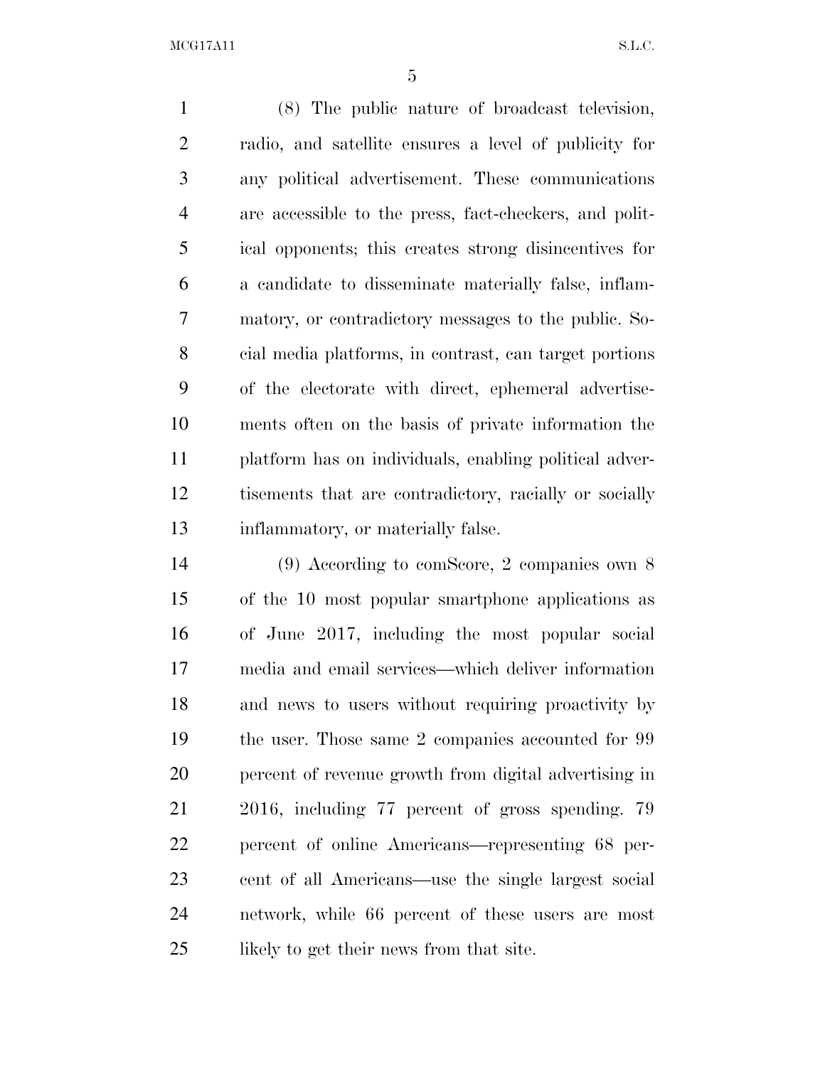(8) The public nature of broadcast television, radio, and satellite ensures a level of publicity for any political advertisement. These communications are accessible to the press, fact-checkers, and political opponents; this creates strong disincentives for a candidate to disseminate materially false, inflammatory, or contradictory messages to the public. Social media platforms, in contrast, can target portions of the electorate with direct, ephemeral advertisements often on the basis of private information the platform has on individuals, enabling political advertisements that are contradictory, racially or socially inflammatory, or materially false.

(9) According to comScore, 2 companies own 8 of the 10 most popular smartphone applications as of June 2017, including the most popular social media and email services—which deliver information and news to users without requiring proactivity by the user. Those same 2 companies accounted for 99 percent of revenue growth from digital advertising in 2016, including 77 percent of gross spending. 79 percent of online Americans—representing 68 percent of all Americans—use the single largest social network, while 66 percent of these users are most likely to get their news from that site.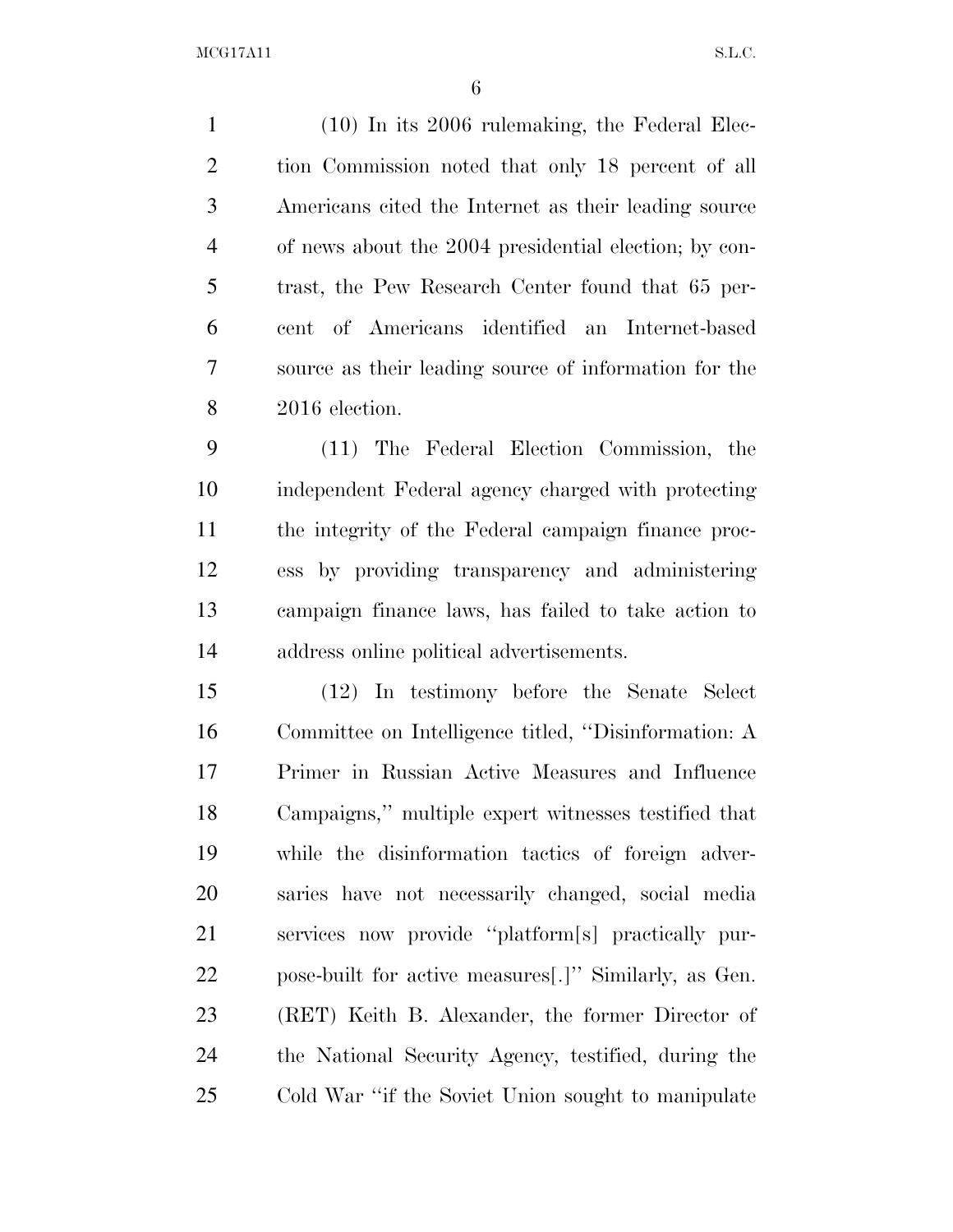(10) In its 2006 rulemaking, the Federal Election Commission noted that only 18 percent of all Americans cited the Internet as their leading source of news about the 2004 presidential election; by contrast, the Pew Research Center found that 65 percent of Americans identified an Internet-based source as their leading source of information for the 2016 election.

(11) The Federal Election Commission, the independent Federal agency charged with protecting the integrity of the Federal campaign finance process by providing transparency and administering campaign finance laws, has failed to take action to address online political advertisements.

(12) In testimony before the Senate Select Committee on Intelligence titled, ''Disinformation: A Primer in Russian Active Measures and Influence Campaigns,'' multiple expert witnesses testified that while the disinformation tactics of foreign adversaries have not necessarily changed, social media services now provide ''platform[s] practically purpose-built for active measures[.]'' Similarly, as Gen. (RET) Keith B. Alexander, the former Director of the National Security Agency, testified, during the Cold War ''if the Soviet Union sought to manipulate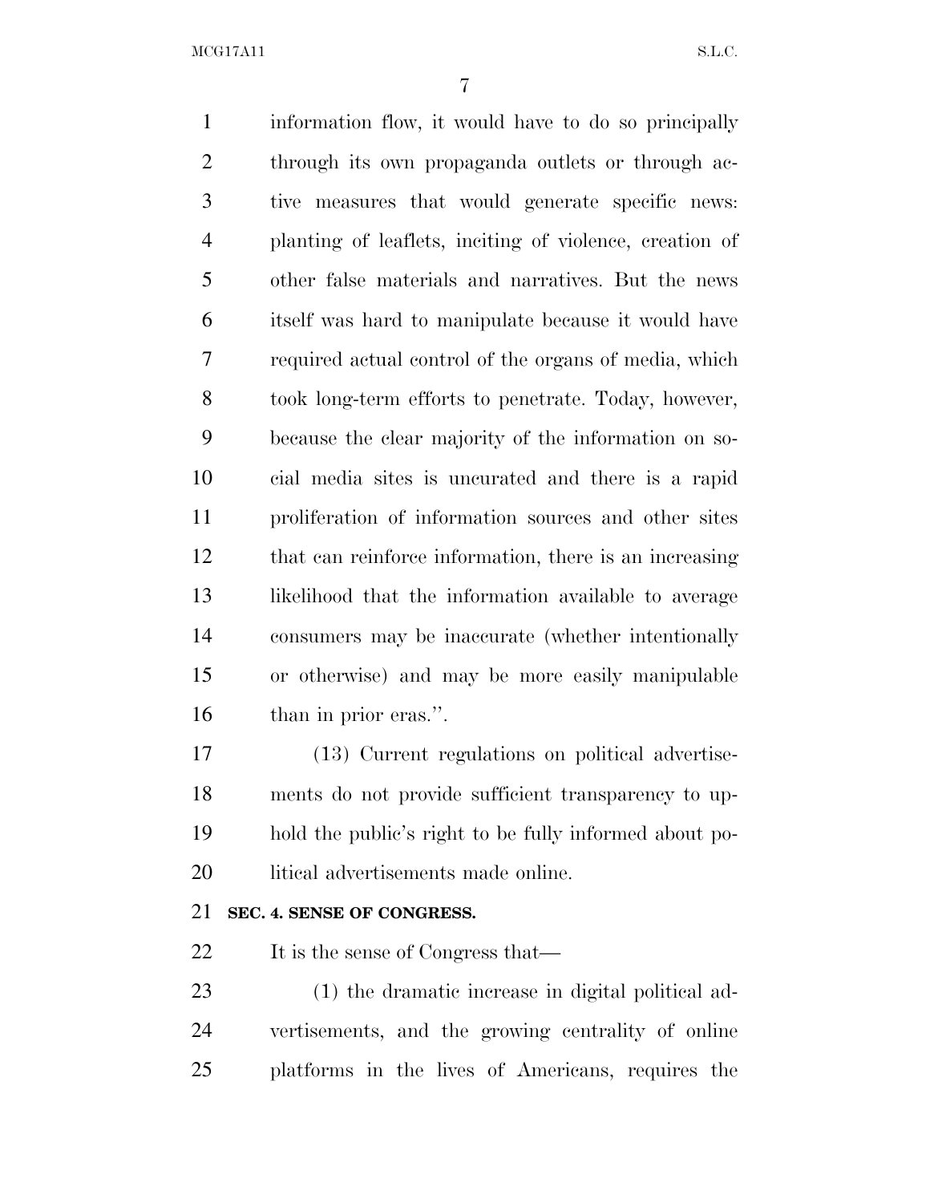information flow, it would have to do so principally through its own propaganda outlets or through active measures that would generate specific news: planting of leaflets, inciting of violence, creation of other false materials and narratives. But the news itself was hard to manipulate because it would have required actual control of the organs of media, which took long-term efforts to penetrate. Today, however, because the clear majority of the information on social media sites is uncurated and there is a rapid proliferation of information sources and other sites that can reinforce information, there is an increasing likelihood that the information available to average consumers may be inaccurate (whether intentionally or otherwise) and may be more easily manipulable than in prior eras.''.

(13) Current regulations on political advertisements do not provide sufficient transparency to uphold the public's right to be fully informed about political advertisements made online.

**SEC. 4. SENSE OF CONGRESS.**

It is the sense of Congress that—

(1) the dramatic increase in digital political advertisements, and the growing centrality of online platforms in the lives of Americans, requires the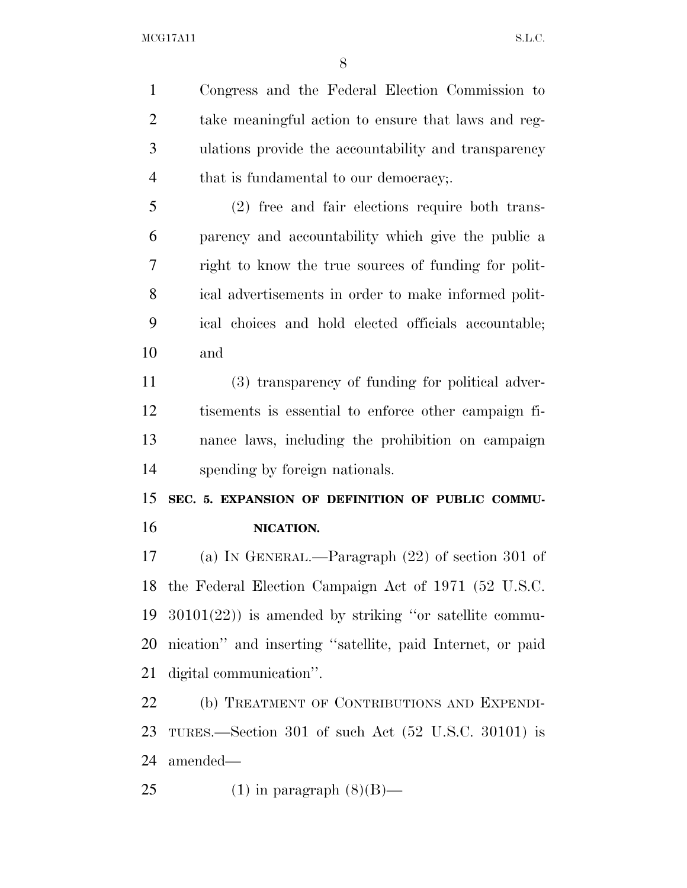Congress and the Federal Election Commission to take meaningful action to ensure that laws and regulations provide the accountability and transparency that is fundamental to our democracy;.

(2) free and fair elections require both transparency and accountability which give the public a right to know the true sources of funding for political advertisements in order to make informed political choices and hold elected officials accountable; and

(3) transparency of funding for political advertisements is essential to enforce other campaign finance laws, including the prohibition on campaign spending by foreign nationals.

**SEC. 5. EXPANSION OF DEFINITION OF PUBLIC COMMUNICATION.**

(a) IN GENERAL.—Paragraph (22) of section 301 of the Federal Election Campaign Act of 1971 (52 U.S.C. 30101(22)) is amended by striking ''or satellite communication'' and inserting ''satellite, paid Internet, or paid digital communication''.

(b) TREATMENT OF CONTRIBUTIONS AND EXPENDITURES.—Section 301 of such Act (52 U.S.C. 30101) is amended—

(1) in paragraph (8)(B)—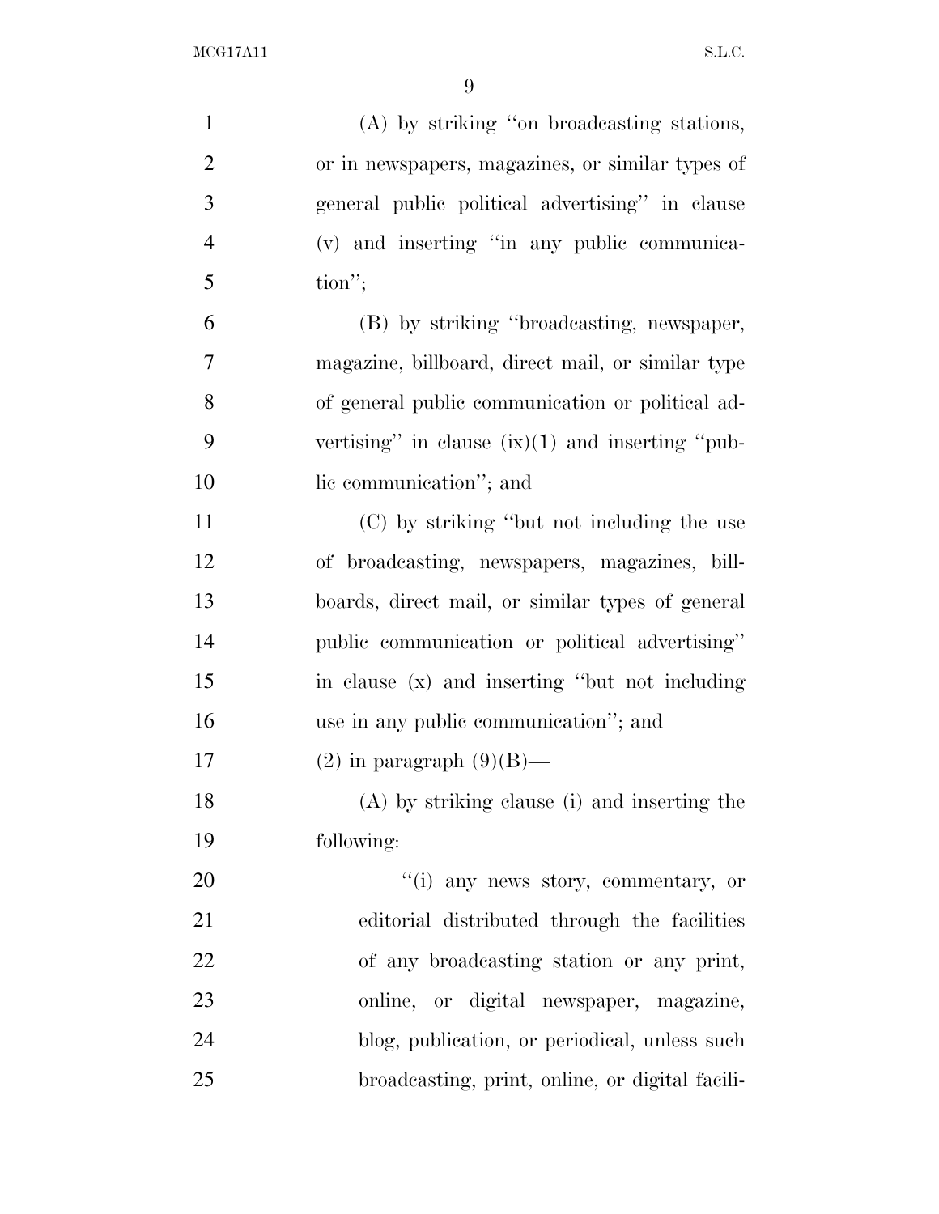(A) by striking "on broadcasting stations, or in newspapers, magazines, or similar types of general public political advertising" in clause (v) and inserting "in any public communication";

(B) by striking "broadcasting, newspaper, magazine, billboard, direct mail, or similar type of general public communication or political advertising" in clause (ix)(1) and inserting "public communication"; and

(C) by striking "but not including the use of broadcasting, newspapers, magazines, billboards, direct mail, or similar types of general public communication or political advertising" in clause (x) and inserting "but not including use in any public communication"; and

(2) in paragraph (9)(B)—

(A) by striking clause (i) and inserting the following:

"(i) any news story, commentary, or editorial distributed through the facilities of any broadcasting station or any print, online, or digital newspaper, magazine, blog, publication, or periodical, unless such broadcasting, print, online, or digital facili-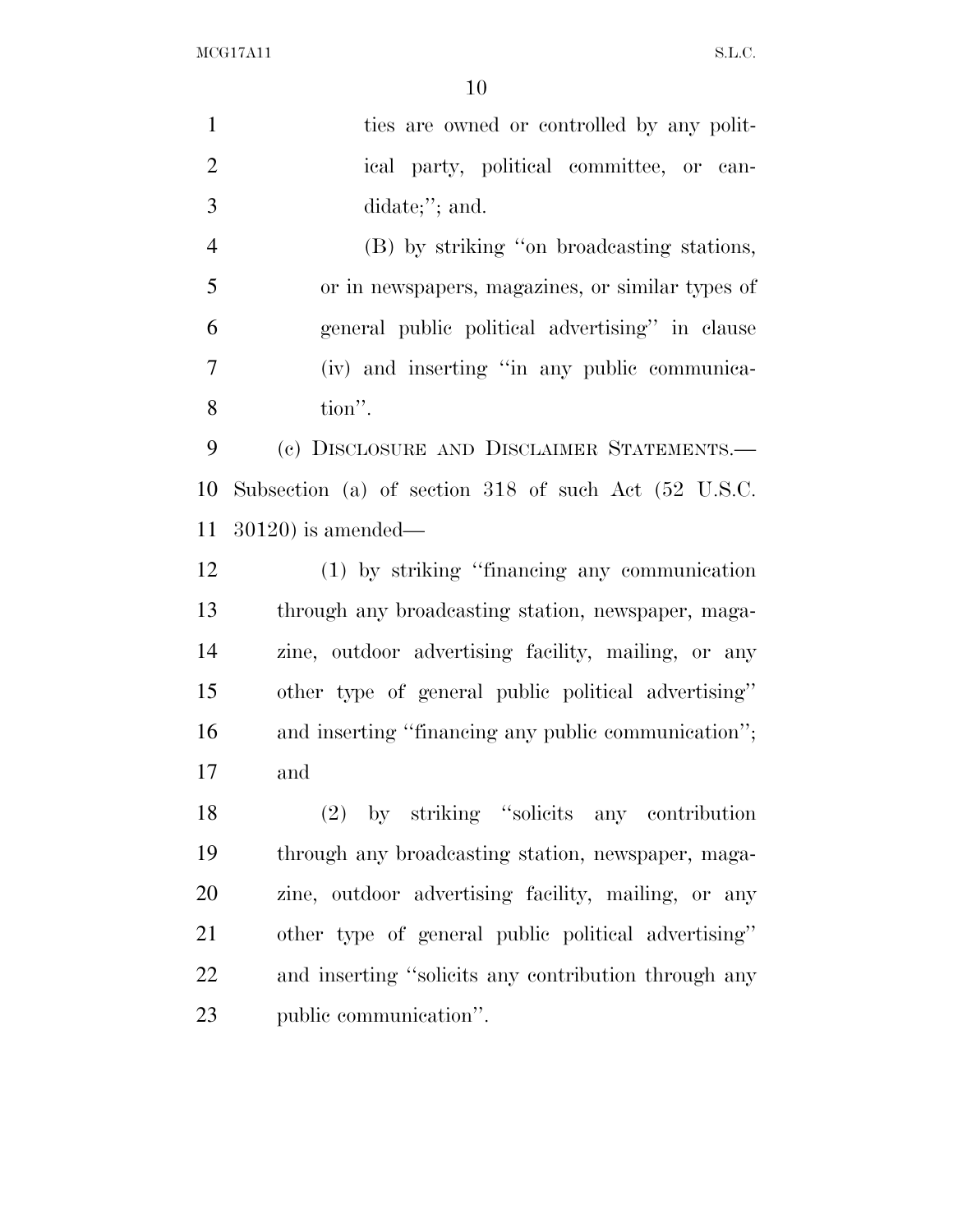ties are owned or controlled by any political party, political committee, or candidate;''; and.

(B) by striking ''on broadcasting stations, or in newspapers, magazines, or similar types of general public political advertising'' in clause (iv) and inserting ''in any public communication''.

(c) DISCLOSURE AND DISCLAIMER STATEMENTS.—Subsection (a) of section 318 of such Act (52 U.S.C. 30120) is amended—

(1) by striking ''financing any communication through any broadcasting station, newspaper, magazine, outdoor advertising facility, mailing, or any other type of general public political advertising'' and inserting ''financing any public communication''; and

(2) by striking ''solicits any contribution through any broadcasting station, newspaper, magazine, outdoor advertising facility, mailing, or any other type of general public political advertising'' and inserting ''solicits any contribution through any public communication''.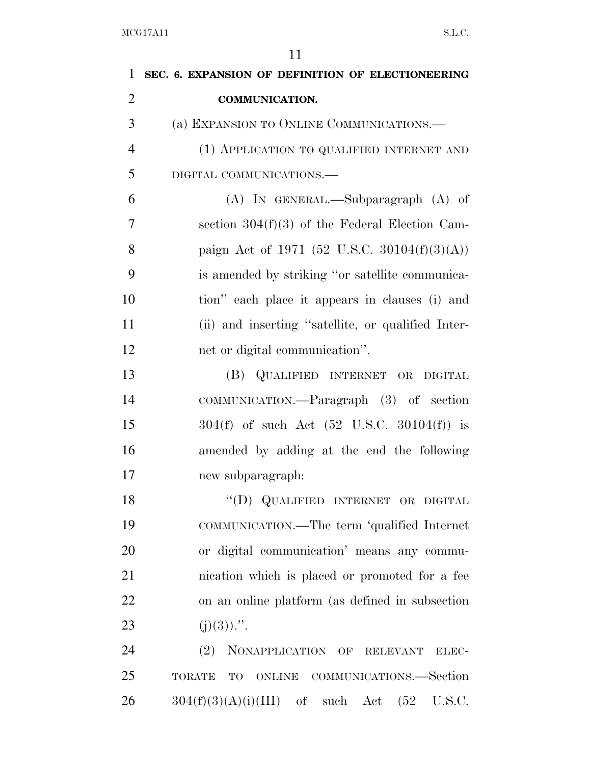**SEC. 6. EXPANSION OF DEFINITION OF ELECTIONEERING COMMUNICATION.**

(a) EXPANSION TO ONLINE COMMUNICATIONS.—

(1) APPLICATION TO QUALIFIED INTERNET AND DIGITAL COMMUNICATIONS.—

(A) IN GENERAL.—Subparagraph (A) of section 304(f)(3) of the Federal Election Campaign Act of 1971 (52 U.S.C. 30104(f)(3)(A)) is amended by striking "or satellite communication" each place it appears in clauses (i) and (ii) and inserting "satellite, or qualified Internet or digital communication".

(B) QUALIFIED INTERNET OR DIGITAL COMMUNICATION.—Paragraph (3) of section 304(f) of such Act (52 U.S.C. 30104(f)) is amended by adding at the end the following new subparagraph:

"(D) QUALIFIED INTERNET OR DIGITAL COMMUNICATION.—The term 'qualified Internet or digital communication' means any communication which is placed or promoted for a fee on an online platform (as defined in subsection (j)(3)).".

(2) NONAPPLICATION OF RELEVANT ELECTORATE TO ONLINE COMMUNICATIONS.—Section 304(f)(3)(A)(i)(III) of such Act (52 U.S.C.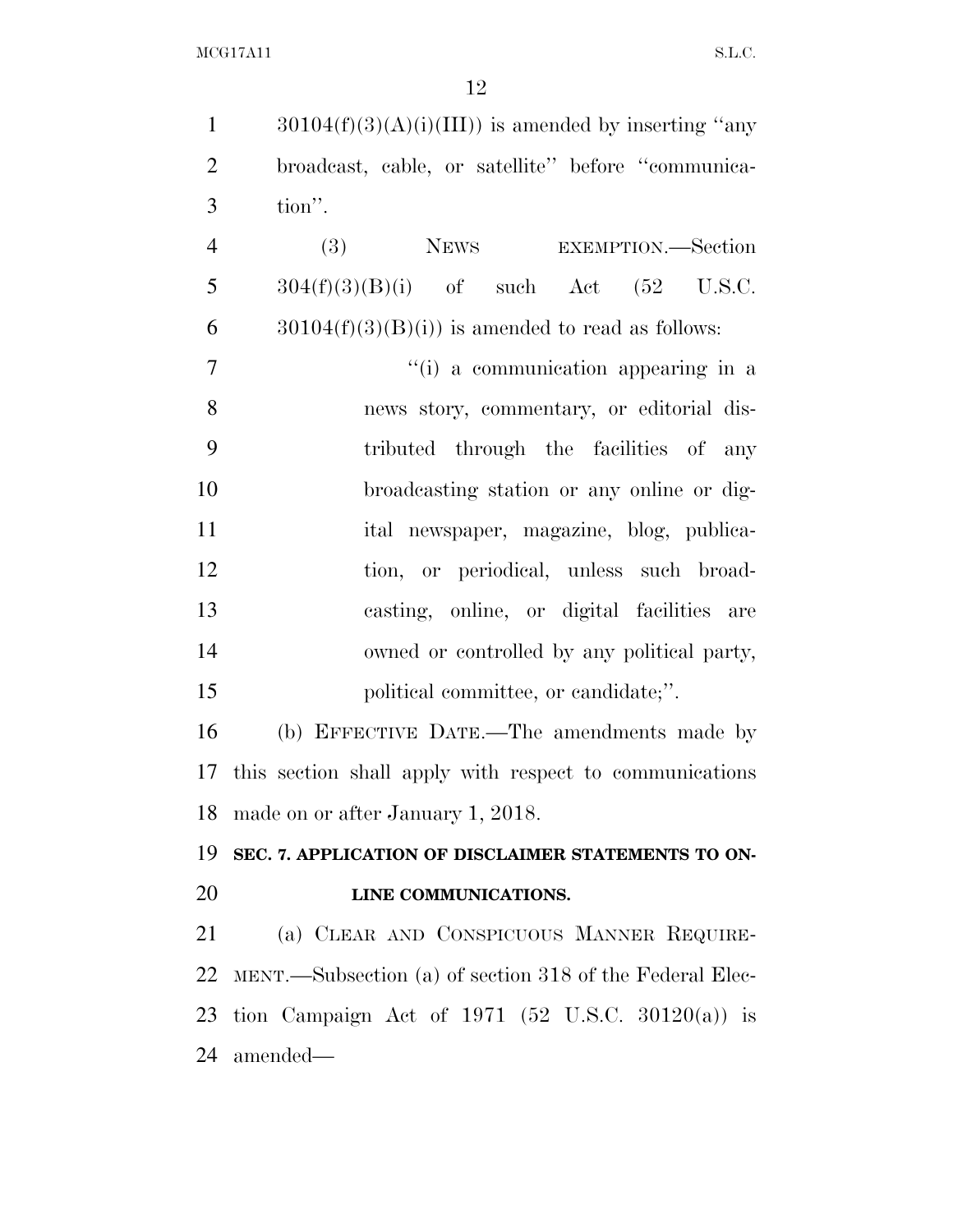30104(f)(3)(A)(i)(III)) is amended by inserting "any broadcast, cable, or satellite" before "communication".

(3) NEWS EXEMPTION.—Section 304(f)(3)(B)(i) of such Act (52 U.S.C. 30104(f)(3)(B)(i)) is amended to read as follows:

"(i) a communication appearing in a news story, commentary, or editorial distributed through the facilities of any broadcasting station or any online or digital newspaper, magazine, blog, publication, or periodical, unless such broadcasting, online, or digital facilities are owned or controlled by any political party, political committee, or candidate;".

(b) EFFECTIVE DATE.—The amendments made by this section shall apply with respect to communications made on or after January 1, 2018.

**SEC. 7. APPLICATION OF DISCLAIMER STATEMENTS TO ONLINE COMMUNICATIONS.**

(a) CLEAR AND CONSPICUOUS MANNER REQUIREMENT.—Subsection (a) of section 318 of the Federal Election Campaign Act of 1971 (52 U.S.C. 30120(a)) is amended—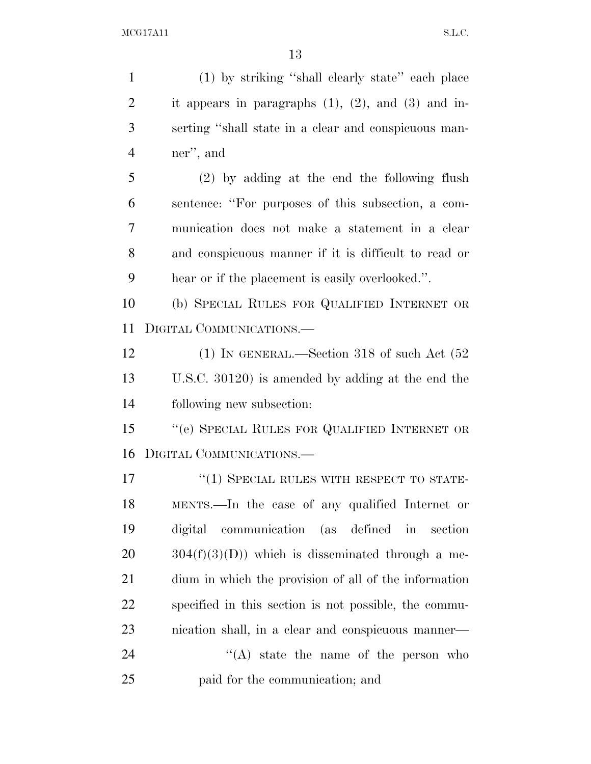(1) by striking ''shall clearly state'' each place it appears in paragraphs (1), (2), and (3) and inserting ''shall state in a clear and conspicuous manner'', and

(2) by adding at the end the following flush sentence: ''For purposes of this subsection, a communication does not make a statement in a clear and conspicuous manner if it is difficult to read or hear or if the placement is easily overlooked.''.

(b) SPECIAL RULES FOR QUALIFIED INTERNET OR DIGITAL COMMUNICATIONS.—

(1) IN GENERAL.—Section 318 of such Act (52 U.S.C. 30120) is amended by adding at the end the following new subsection:

''(e) SPECIAL RULES FOR QUALIFIED INTERNET OR DIGITAL COMMUNICATIONS.—

''(1) SPECIAL RULES WITH RESPECT TO STATEMENTS.—In the case of any qualified Internet or digital communication (as defined in section 304(f)(3)(D)) which is disseminated through a medium in which the provision of all of the information specified in this section is not possible, the communication shall, in a clear and conspicuous manner—

''(A) state the name of the person who paid for the communication; and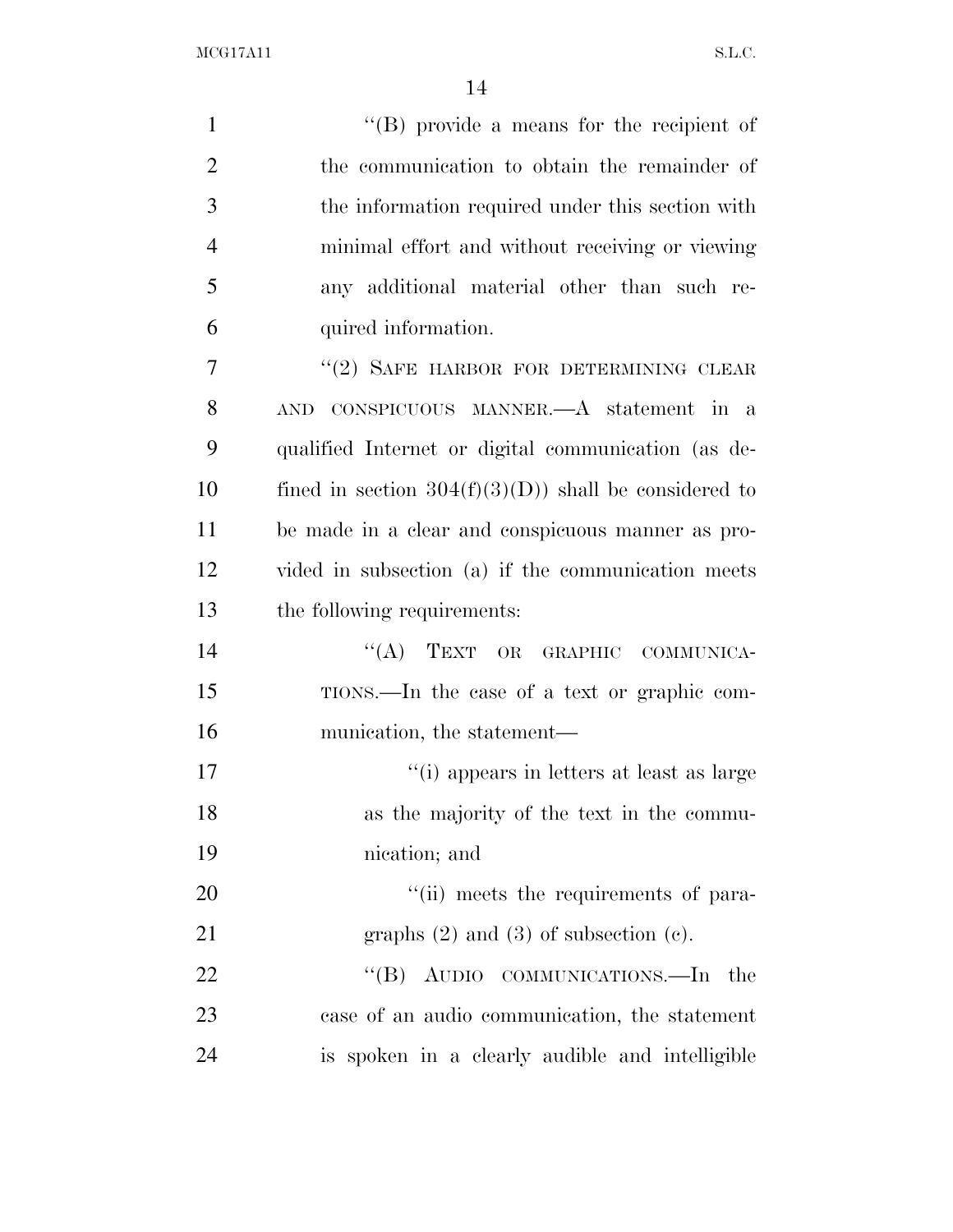''(B) provide a means for the recipient of the communication to obtain the remainder of the information required under this section with minimal effort and without receiving or viewing any additional material other than such required information.

''(2) SAFE HARBOR FOR DETERMINING CLEAR AND CONSPICUOUS MANNER.—A statement in a qualified Internet or digital communication (as defined in section 304(f)(3)(D)) shall be considered to be made in a clear and conspicuous manner as provided in subsection (a) if the communication meets the following requirements:

''(A) TEXT OR GRAPHIC COMMUNICATIONS.—In the case of a text or graphic communication, the statement—

''(i) appears in letters at least as large as the majority of the text in the communication; and

''(ii) meets the requirements of paragraphs (2) and (3) of subsection (c).

''(B) AUDIO COMMUNICATIONS.—In the case of an audio communication, the statement is spoken in a clearly audible and intelligible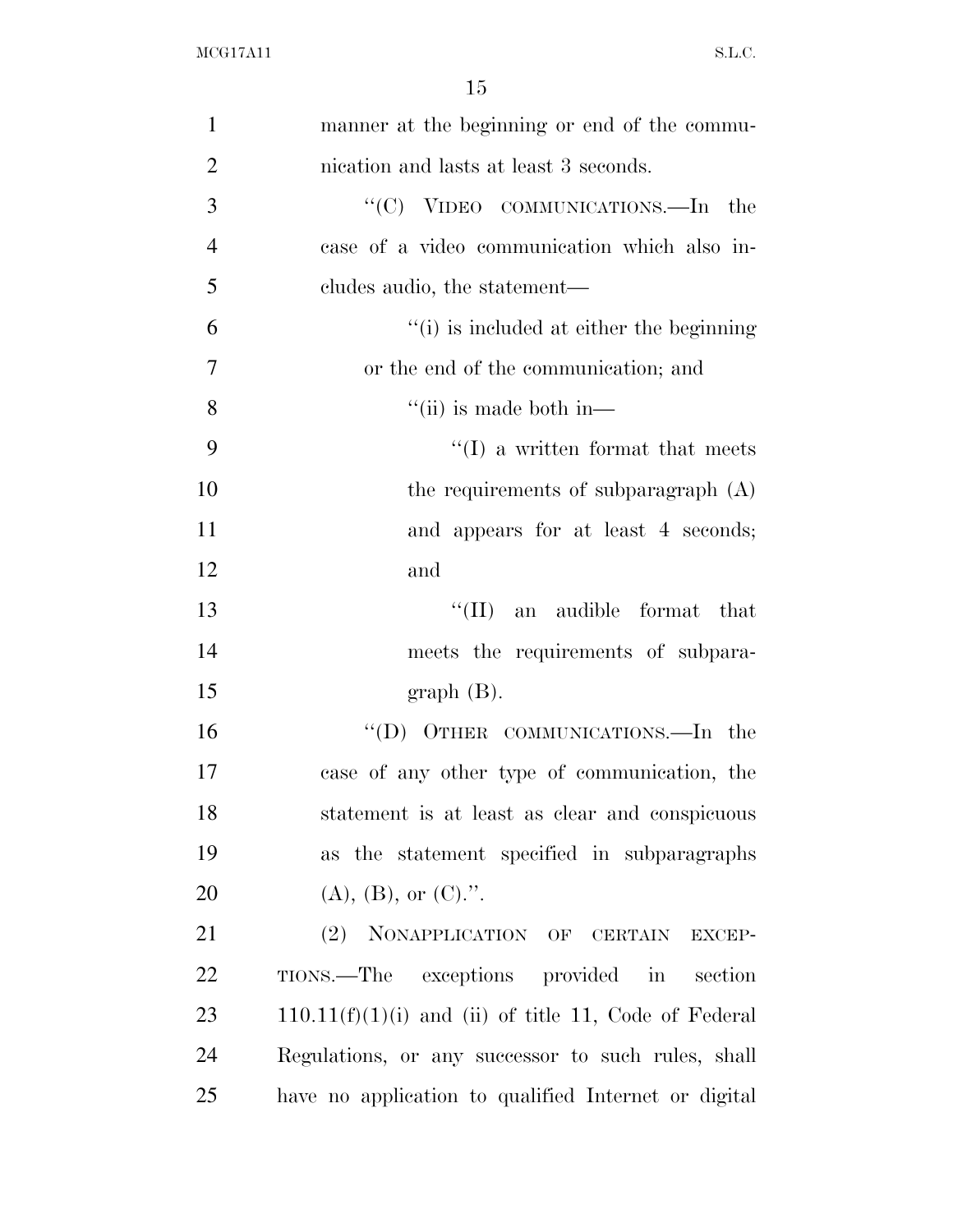manner at the beginning or end of the communication and lasts at least 3 seconds.

"(C) VIDEO COMMUNICATIONS.—In the case of a video communication which also includes audio, the statement—

"(i) is included at either the beginning or the end of the communication; and

"(ii) is made both in—

"(I) a written format that meets the requirements of subparagraph (A) and appears for at least 4 seconds; and

"(II) an audible format that meets the requirements of subparagraph (B).

"(D) OTHER COMMUNICATIONS.—In the case of any other type of communication, the statement is at least as clear and conspicuous as the statement specified in subparagraphs (A), (B), or (C).".

(2) NONAPPLICATION OF CERTAIN EXCEPTIONS.—The exceptions provided in section 110.11(f)(1)(i) and (ii) of title 11, Code of Federal Regulations, or any successor to such rules, shall have no application to qualified Internet or digital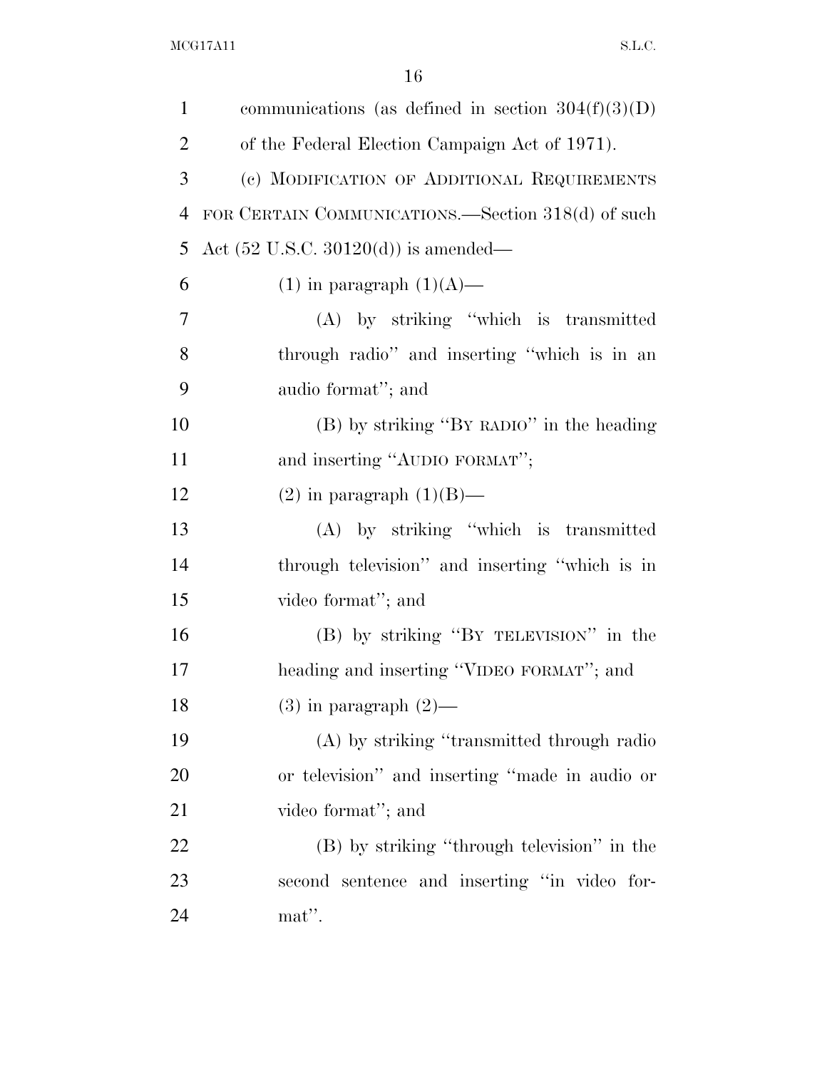communications (as defined in section 304(f)(3)(D) of the Federal Election Campaign Act of 1971).

(c) MODIFICATION OF ADDITIONAL REQUIREMENTS FOR CERTAIN COMMUNICATIONS.—Section 318(d) of such Act (52 U.S.C. 30120(d)) is amended—

(1) in paragraph (1)(A)—

(A) by striking "which is transmitted through radio" and inserting "which is in an audio format"; and

(B) by striking "BY RADIO" in the heading and inserting "AUDIO FORMAT";

(2) in paragraph (1)(B)—

(A) by striking "which is transmitted through television" and inserting "which is in video format"; and

(B) by striking "BY TELEVISION" in the heading and inserting "VIDEO FORMAT"; and

(3) in paragraph (2)—

(A) by striking "transmitted through radio or television" and inserting "made in audio or video format"; and

(B) by striking "through television" in the second sentence and inserting "in video format".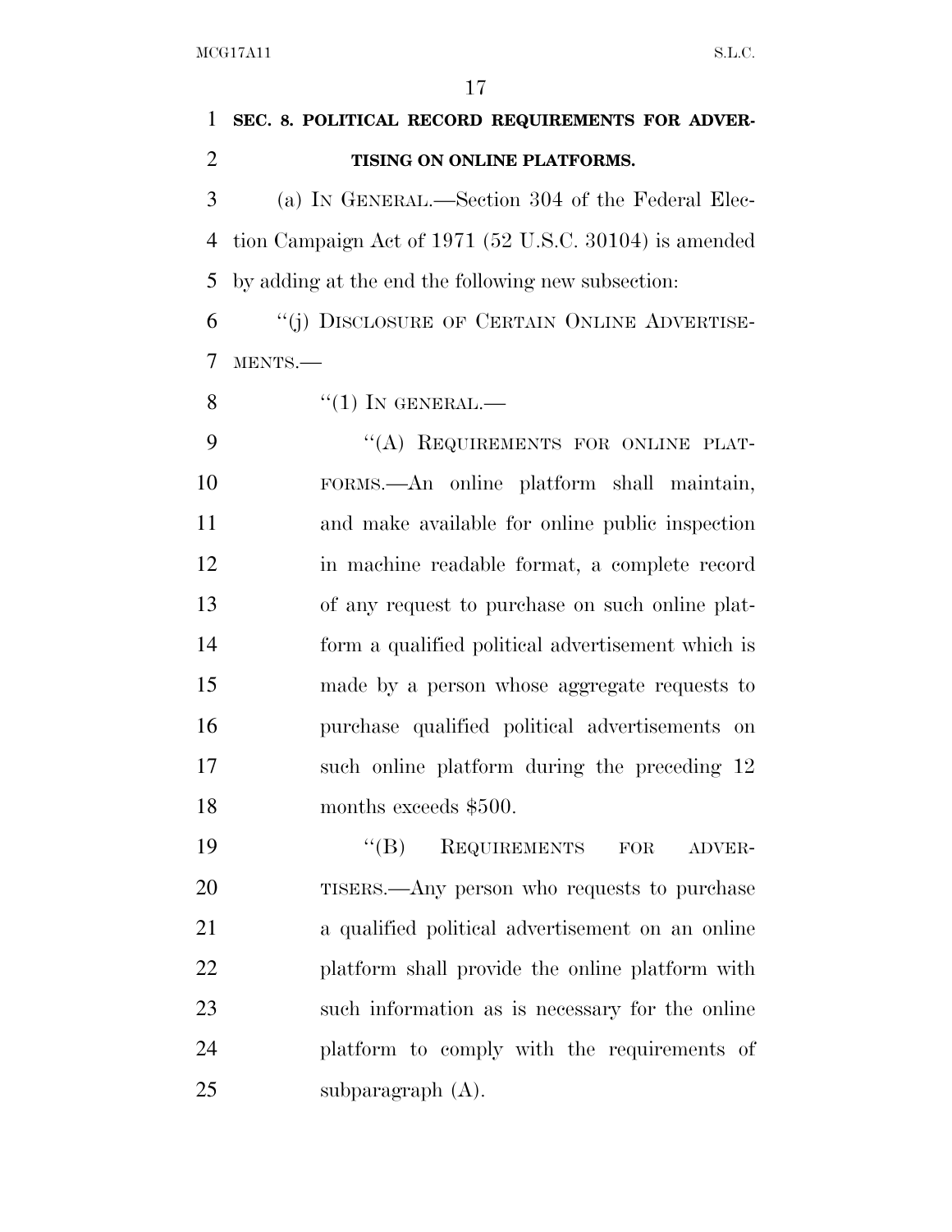**SEC. 8. POLITICAL RECORD REQUIREMENTS FOR ADVERTISING ON ONLINE PLATFORMS.**

(a) IN GENERAL.—Section 304 of the Federal Election Campaign Act of 1971 (52 U.S.C. 30104) is amended by adding at the end the following new subsection:

"(j) DISCLOSURE OF CERTAIN ONLINE ADVERTISEMENTS.—

"(1) IN GENERAL.—

"(A) REQUIREMENTS FOR ONLINE PLATFORMS.—An online platform shall maintain, and make available for online public inspection in machine readable format, a complete record of any request to purchase on such online platform a qualified political advertisement which is made by a person whose aggregate requests to purchase qualified political advertisements on such online platform during the preceding 12 months exceeds $500.

"(B) REQUIREMENTS FOR ADVERTISERS.—Any person who requests to purchase a qualified political advertisement on an online platform shall provide the online platform with such information as is necessary for the online platform to comply with the requirements of subparagraph (A).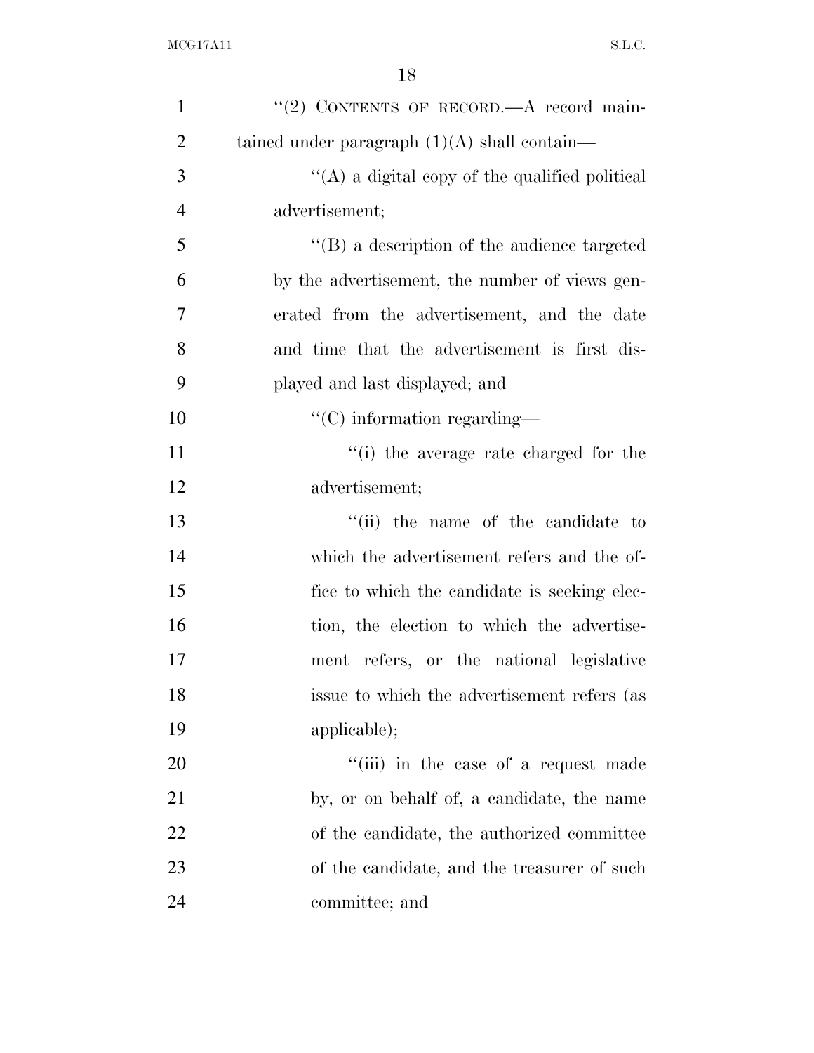"(2) CONTENTS OF RECORD.—A record maintained under paragraph (1)(A) shall contain—

"(A) a digital copy of the qualified political advertisement;

"(B) a description of the audience targeted by the advertisement, the number of views generated from the advertisement, and the date and time that the advertisement is first displayed and last displayed; and

"(C) information regarding—

"(i) the average rate charged for the advertisement;

"(ii) the name of the candidate to which the advertisement refers and the office to which the candidate is seeking election, the election to which the advertisement refers, or the national legislative issue to which the advertisement refers (as applicable);

"(iii) in the case of a request made by, or on behalf of, a candidate, the name of the candidate, the authorized committee of the candidate, and the treasurer of such committee; and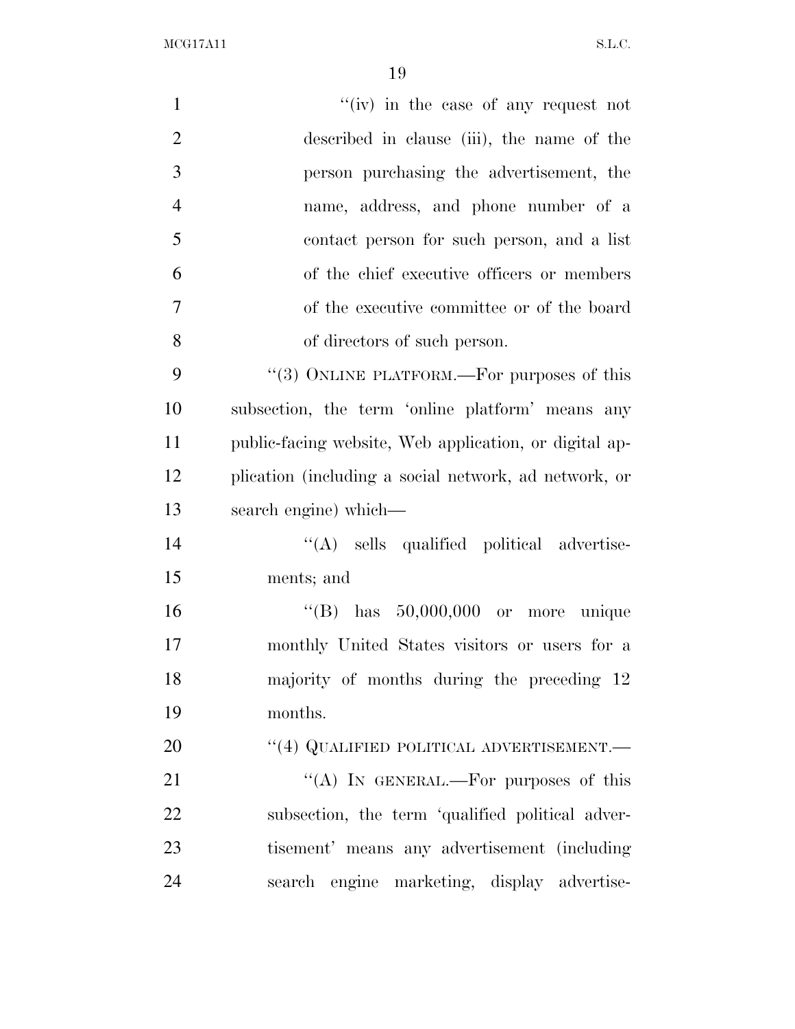"(iv) in the case of any request not described in clause (iii), the name of the person purchasing the advertisement, the name, address, and phone number of a contact person for such person, and a list of the chief executive officers or members of the executive committee or of the board of directors of such person.

"(3) ONLINE PLATFORM.—For purposes of this subsection, the term 'online platform' means any public-facing website, Web application, or digital application (including a social network, ad network, or search engine) which—

"(A) sells qualified political advertisements; and

"(B) has 50,000,000 or more unique monthly United States visitors or users for a majority of months during the preceding 12 months.

"(4) QUALIFIED POLITICAL ADVERTISEMENT.—

"(A) IN GENERAL.—For purposes of this subsection, the term 'qualified political advertisement' means any advertisement (including search engine marketing, display advertise-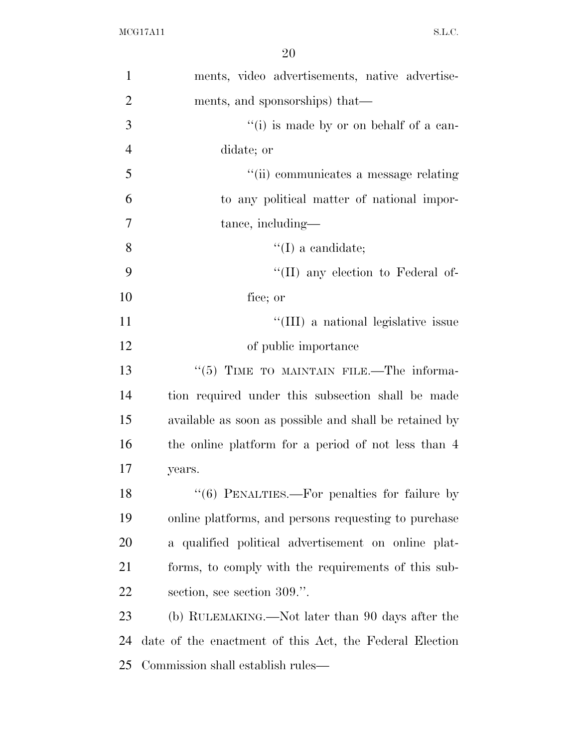ments, video advertisements, native advertisements, and sponsorships) that—

''(i) is made by or on behalf of a candidate; or

''(ii) communicates a message relating to any political matter of national importance, including—

''(I) a candidate;

''(II) any election to Federal office; or

''(III) a national legislative issue of public importance

''(5) TIME TO MAINTAIN FILE.—The information required under this subsection shall be made available as soon as possible and shall be retained by the online platform for a period of not less than 4 years.

''(6) PENALTIES.—For penalties for failure by online platforms, and persons requesting to purchase a qualified political advertisement on online platforms, to comply with the requirements of this subsection, see section 309.''.

(b) RULEMAKING.—Not later than 90 days after the date of the enactment of this Act, the Federal Election Commission shall establish rules—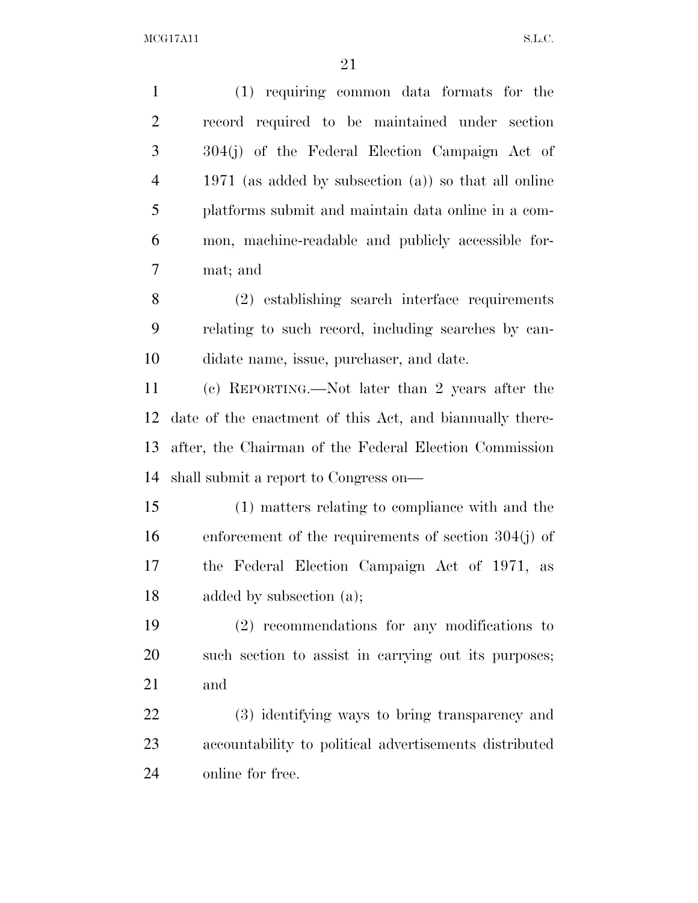(1) requiring common data formats for the record required to be maintained under section 304(j) of the Federal Election Campaign Act of 1971 (as added by subsection (a)) so that all online platforms submit and maintain data online in a common, machine-readable and publicly accessible format; and

(2) establishing search interface requirements relating to such record, including searches by candidate name, issue, purchaser, and date.

(c) REPORTING.—Not later than 2 years after the date of the enactment of this Act, and biannually thereafter, the Chairman of the Federal Election Commission shall submit a report to Congress on—

(1) matters relating to compliance with and the enforcement of the requirements of section 304(j) of the Federal Election Campaign Act of 1971, as added by subsection (a);

(2) recommendations for any modifications to such section to assist in carrying out its purposes; and

(3) identifying ways to bring transparency and accountability to political advertisements distributed online for free.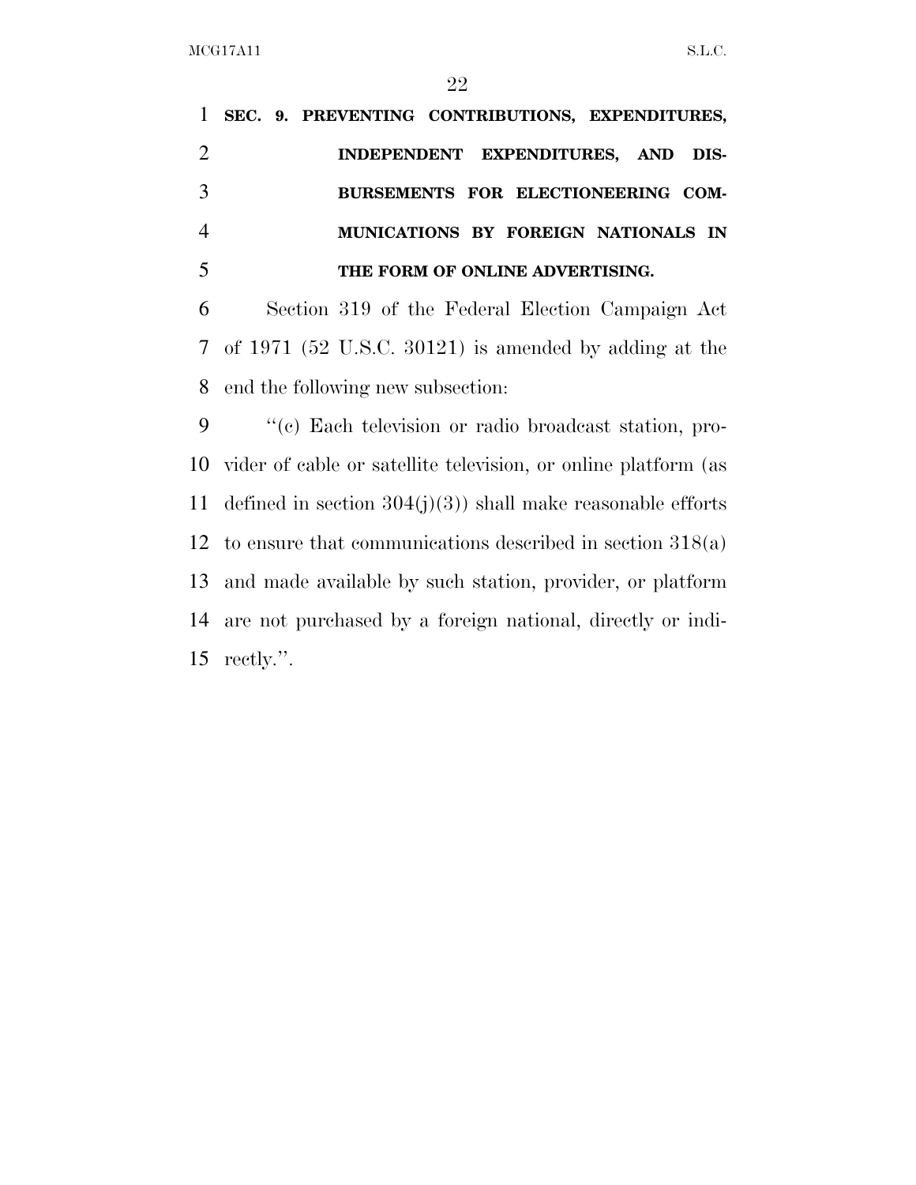**SEC. 9. PREVENTING CONTRIBUTIONS, EXPENDITURES, INDEPENDENT EXPENDITURES, AND DISBURSEMENTS FOR ELECTIONEERING COMMUNICATIONS BY FOREIGN NATIONALS IN THE FORM OF ONLINE ADVERTISING.**

Section 319 of the Federal Election Campaign Act of 1971 (52 U.S.C. 30121) is amended by adding at the end the following new subsection:

''(c) Each television or radio broadcast station, provider of cable or satellite television, or online platform (as defined in section 304(j)(3)) shall make reasonable efforts to ensure that communications described in section 318(a) and made available by such station, provider, or platform are not purchased by a foreign national, directly or indirectly.''.